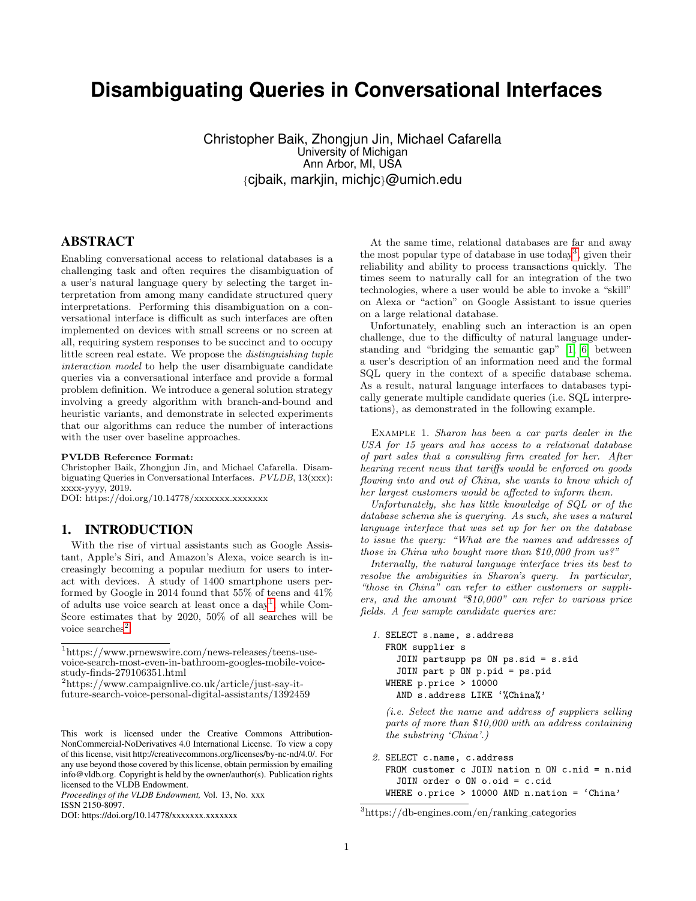# Disambiguating Queries in Conversational Interfaces

Christopher Baik, Zhongjun Jin, Michael Cafarella
University of Michigan
Ann Arbor, MI, USA
{cjbaik, markjin, michjc}@umich.edu

## ABSTRACT

Enabling conversational access to relational databases is a challenging task and often requires the disambiguation of a user's natural language query by selecting the target interpretation from among many candidate structured query interpretations. Performing this disambiguation on a conversational interface is difficult as such interfaces are often implemented on devices with small screens or no screen at all, requiring system responses to be succinct and to occupy little screen real estate. We propose the *distinguishing tuple interaction model* to help the user disambiguate candidate queries via a conversational interface and provide a formal problem definition. We introduce a general solution strategy involving a greedy algorithm with branch-and-bound and heuristic variants, and demonstrate in selected experiments that our algorithms can reduce the number of interactions with the user over baseline approaches.

**PVLDB Reference Format:**
Christopher Baik, Zhongjun Jin, and Michael Cafarella. Disambiguating Queries in Conversational Interfaces. *PVLDB*, 13(xxx): xxxx-yyyy, 2019.
DOI: https://doi.org/10.14778/xxxxxxx.xxxxxxx

## 1. INTRODUCTION

With the rise of virtual assistants such as Google Assistant, Apple's Siri, and Amazon's Alexa, voice search is increasingly becoming a popular medium for users to interact with devices. A study of 1400 smartphone users performed by Google in 2014 found that 55% of teens and 41% of adults use voice search at least once a day[1], while ComScore estimates that by 2020, 50% of all searches will be voice searches[2].

[1] https://www.prnewswire.com/news-releases/teens-use-voice-search-most-even-in-bathroom-googles-mobile-voice-study-finds-279106351.html

[2] https://www.campaignlive.co.uk/article/just-say-it-future-search-voice-personal-digital-assistants/1392459

This work is licensed under the Creative Commons Attribution-NonCommercial-NoDerivatives 4.0 International License. To view a copy of this license, visit http://creativecommons.org/licenses/by-nc-nd/4.0/. For any use beyond those covered by this license, obtain permission by emailing info@vldb.org. Copyright is held by the owner/author(s). Publication rights licensed to the VLDB Endowment.
*Proceedings of the VLDB Endowment,* Vol. 13, No. xxx
ISSN 2150-8097.
DOI: https://doi.org/10.14778/xxxxxxx.xxxxxxx

At the same time, relational databases are far and away the most popular type of database in use today[3], given their reliability and ability to process transactions quickly. The times seem to naturally call for an integration of the two technologies, where a user would be able to invoke a "skill" on Alexa or "action" on Google Assistant to issue queries on a large relational database.

Unfortunately, enabling such an interaction is an open challenge, due to the difficulty of natural language understanding and "bridging the semantic gap" [1, 6] between a user's description of an information need and the formal SQL query in the context of a specific database schema. As a result, natural language interfaces to databases typically generate multiple candidate queries (i.e. SQL interpretations), as demonstrated in the following example.

EXAMPLE 1. *Sharon has been a car parts dealer in the USA for 15 years and has access to a relational database of part sales that a consulting firm created for her. After hearing recent news that tariffs would be enforced on goods flowing into and out of China, she wants to know which of her largest customers would be affected to inform them.*

*Unfortunately, she has little knowledge of SQL or of the database schema she is querying. As such, she uses a natural language interface that was set up for her on the database to issue the query: "What are the names and addresses of those in China who bought more than $10,000 from us?"*

*Internally, the natural language interface tries its best to resolve the ambiguities in Sharon's query. In particular, "those in China" can refer to either customers or suppliers, and the amount "$10,000" can refer to various price fields. A few sample candidate queries are:*

1.
```
SELECT s.name, s.address
FROM supplier s
  JOIN partsupp ps ON ps.sid = s.sid
  JOIN part p ON p.pid = ps.pid
WHERE p.price > 10000
  AND s.address LIKE '%China%'
```
*(i.e. Select the name and address of suppliers selling parts of more than $10,000 with an address containing the substring 'China'.)*

2.
```
SELECT c.name, c.address
FROM customer c JOIN nation n ON c.nid = n.nid
  JOIN order o ON o.oid = c.cid
WHERE o.price > 10000 AND n.nation = 'China'
```

[3] https://db-engines.com/en/ranking_categories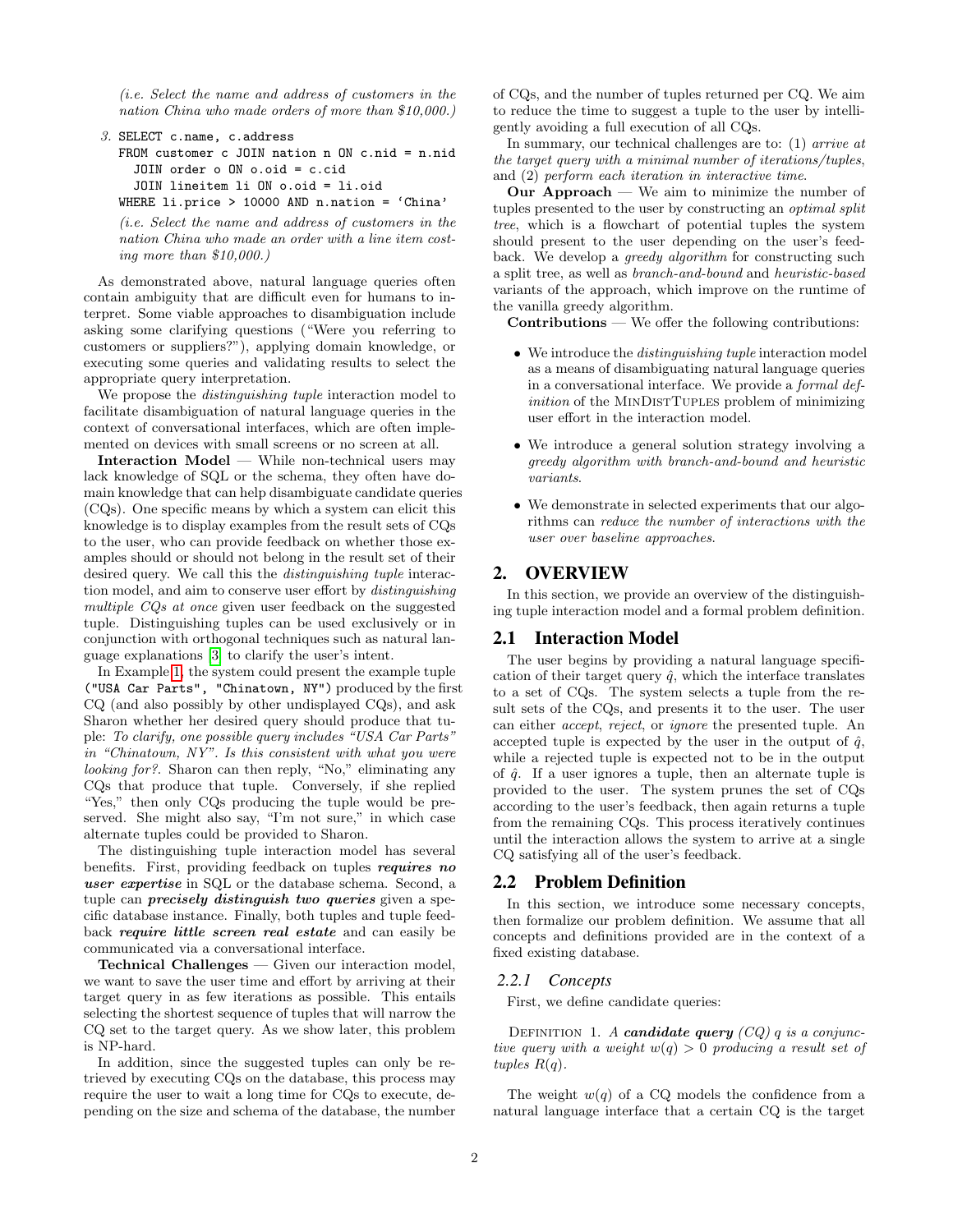*(i.e. Select the name and address of customers in the nation China who made orders of more than $10,000.)*

3. 
```
SELECT c.name, c.address
FROM customer c JOIN nation n ON c.nid = n.nid
  JOIN order o ON o.oid = c.cid
  JOIN lineitem li ON o.oid = li.oid
WHERE li.price > 10000 AND n.nation = 'China'
```
*(i.e. Select the name and address of customers in the nation China who made an order with a line item costing more than $10,000.)*

As demonstrated above, natural language queries often contain ambiguity that are difficult even for humans to interpret. Some viable approaches to disambiguation include asking some clarifying questions ("Were you referring to customers or suppliers?"), applying domain knowledge, or executing some queries and validating results to select the appropriate query interpretation.

We propose the *distinguishing tuple* interaction model to facilitate disambiguation of natural language queries in the context of conversational interfaces, which are often implemented on devices with small screens or no screen at all.

**Interaction Model** — While non-technical users may lack knowledge of SQL or the schema, they often have domain knowledge that can help disambiguate candidate queries (CQs). One specific means by which a system can elicit this knowledge is to display examples from the result sets of CQs to the user, who can provide feedback on whether those examples should or should not belong in the result set of their desired query. We call this the *distinguishing tuple* interaction model, and aim to conserve user effort by *distinguishing multiple CQs at once* given user feedback on the suggested tuple. Distinguishing tuples can be used exclusively or in conjunction with orthogonal techniques such as natural language explanations [3] to clarify the user's intent.

In Example 1, the system could present the example tuple `("USA Car Parts", "Chinatown, NY")` produced by the first CQ (and also possibly by other undisplayed CQs), and ask Sharon whether her desired query should produce that tuple: *To clarify, one possible query includes "USA Car Parts" in "Chinatown, NY". Is this consistent with what you were looking for?*. Sharon can then reply, "No," eliminating any CQs that produce that tuple. Conversely, if she replied "Yes," then only CQs producing the tuple would be preserved. She might also say, "I'm not sure," in which case alternate tuples could be provided to Sharon.

The distinguishing tuple interaction model has several benefits. First, providing feedback on tuples ***requires no user expertise*** in SQL or the database schema. Second, a tuple can ***precisely distinguish two queries*** given a specific database instance. Finally, both tuples and tuple feedback ***require little screen real estate*** and can easily be communicated via a conversational interface.

**Technical Challenges** — Given our interaction model, we want to save the user time and effort by arriving at their target query in as few iterations as possible. This entails selecting the shortest sequence of tuples that will narrow the CQ set to the target query. As we show later, this problem is NP-hard.

In addition, since the suggested tuples can only be retrieved by executing CQs on the database, this process may require the user to wait a long time for CQs to execute, depending on the size and schema of the database, the number of CQs, and the number of tuples returned per CQ. We aim to reduce the time to suggest a tuple to the user by intelligently avoiding a full execution of all CQs.

In summary, our technical challenges are to: (1) *arrive at the target query with a minimal number of iterations/tuples*, and (2) *perform each iteration in interactive time*.

**Our Approach** — We aim to minimize the number of tuples presented to the user by constructing an *optimal split tree*, which is a flowchart of potential tuples the system should present to the user depending on the user's feedback. We develop a *greedy algorithm* for constructing such a split tree, as well as *branch-and-bound* and *heuristic-based* variants of the approach, which improve on the runtime of the vanilla greedy algorithm.

**Contributions** — We offer the following contributions:

- We introduce the *distinguishing tuple* interaction model as a means of disambiguating natural language queries in a conversational interface. We provide a *formal definition* of the MinDistTuples problem of minimizing user effort in the interaction model.
- We introduce a general solution strategy involving a *greedy algorithm with branch-and-bound and heuristic variants*.
- We demonstrate in selected experiments that our algorithms can *reduce the number of interactions with the user over baseline approaches*.

## 2. OVERVIEW

In this section, we provide an overview of the distinguishing tuple interaction model and a formal problem definition.

### 2.1 Interaction Model

The user begins by providing a natural language specification of their target query $\hat{q}$, which the interface translates to a set of CQs. The system selects a tuple from the result sets of the CQs, and presents it to the user. The user can either *accept*, *reject*, or *ignore* the presented tuple. An accepted tuple is expected by the user in the output of $\hat{q}$, while a rejected tuple is expected not to be in the output of $\hat{q}$. If a user ignores a tuple, then an alternate tuple is provided to the user. The system prunes the set of CQs according to the user's feedback, then again returns a tuple from the remaining CQs. This process iteratively continues until the interaction allows the system to arrive at a single CQ satisfying all of the user's feedback.

### 2.2 Problem Definition

In this section, we introduce some necessary concepts, then formalize our problem definition. We assume that all concepts and definitions provided are in the context of a fixed existing database.

#### 2.2.1 Concepts

First, we define candidate queries:

Definition 1. *A **candidate query** (CQ) $q$ is a conjunctive query with a weight $w(q) > 0$ producing a result set of tuples $R(q)$.*

The weight $w(q)$ of a CQ models the confidence from a natural language interface that a certain CQ is the target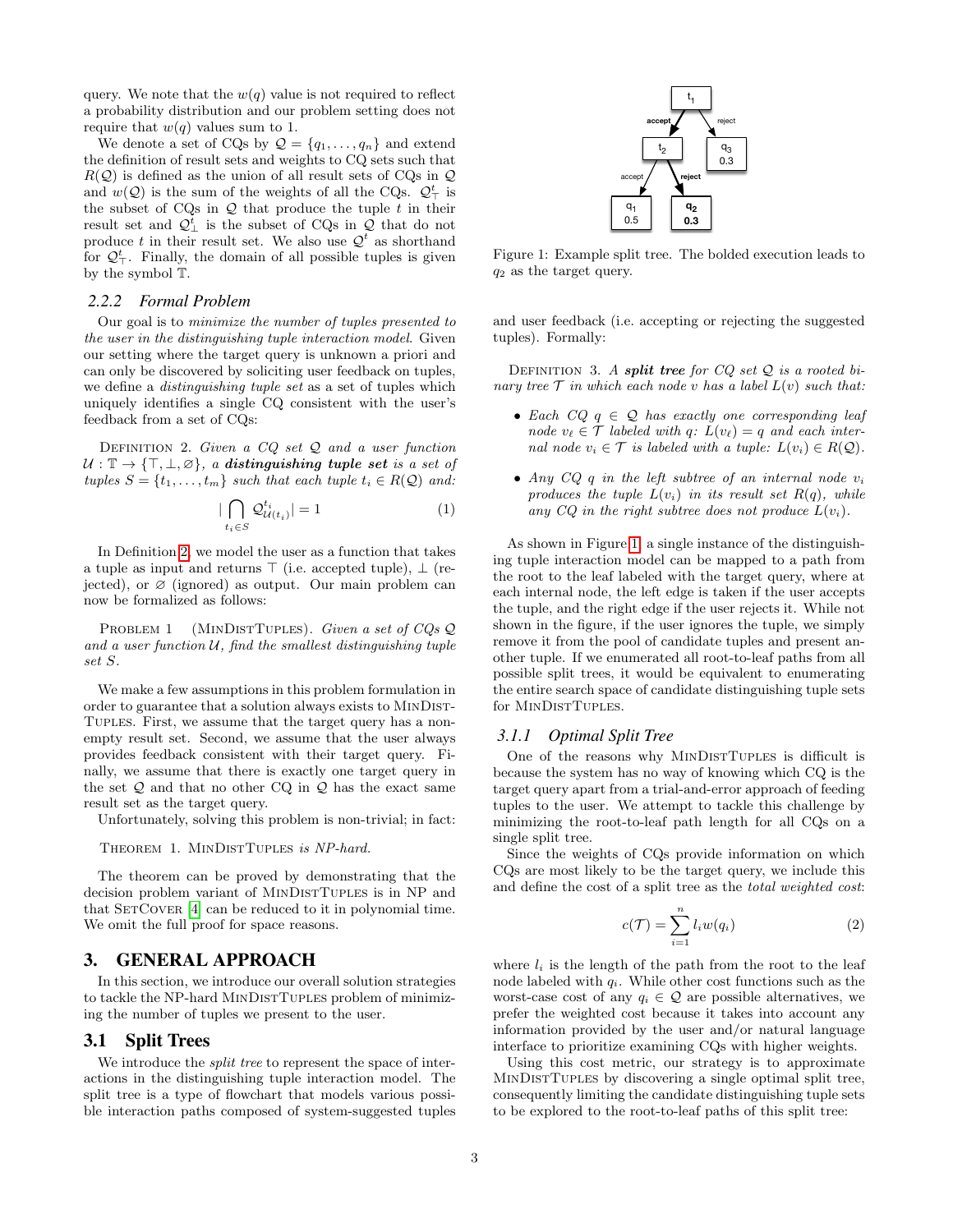query. We note that the $w(q)$ value is not required to reflect a probability distribution and our problem setting does not require that $w(q)$ values sum to 1.

We denote a set of CQs by $\mathcal{Q} = \{q_1, \ldots, q_n\}$ and extend the definition of result sets and weights to CQ sets such that $R(\mathcal{Q})$ is defined as the union of all result sets of CQs in $\mathcal{Q}$ and $w(\mathcal{Q})$ is the sum of the weights of all the CQs. $\mathcal{Q}^t_\top$ is the subset of CQs in $\mathcal{Q}$ that produce the tuple $t$ in their result set and $\mathcal{Q}^t_\bot$ is the subset of CQs in $\mathcal{Q}$ that do not produce $t$ in their result set. We also use $\mathcal{Q}^t$ as shorthand for $\mathcal{Q}^t_\top$. Finally, the domain of all possible tuples is given by the symbol $\mathbb{T}$.

### 2.2.2 Formal Problem

Our goal is to *minimize the number of tuples presented to the user in the distinguishing tuple interaction model*. Given our setting where the target query is unknown a priori and can only be discovered by soliciting user feedback on tuples, we define a *distinguishing tuple set* as a set of tuples which uniquely identifies a single CQ consistent with the user's feedback from a set of CQs:

Definition 2. *Given a CQ set $\mathcal{Q}$ and a user function $\mathcal{U} : \mathbb{T} \rightarrow \{\top, \bot, \varnothing\}$, a* **distinguishing tuple set** *is a set of tuples $S = \{t_1, \ldots, t_m\}$ such that each tuple $t_i \in R(\mathcal{Q})$ and:*

$$|\bigcap_{t_i \in S} \mathcal{Q}^{t_i}_{\mathcal{U}(t_i)}| = 1 \tag{1}$$

In Definition 2, we model the user as a function that takes a tuple as input and returns $\top$ (i.e. accepted tuple), $\bot$ (rejected), or $\varnothing$ (ignored) as output. Our main problem can now be formalized as follows:

Problem 1 (MinDistTuples). *Given a set of CQs $\mathcal{Q}$ and a user function $\mathcal{U}$, find the smallest distinguishing tuple set $S$.*

We make a few assumptions in this problem formulation in order to guarantee that a solution always exists to MinDistTuples. First, we assume that the target query has a non-empty result set. Second, we assume that the user always provides feedback consistent with their target query. Finally, we assume that there is exactly one target query in the set $\mathcal{Q}$ and that no other CQ in $\mathcal{Q}$ has the exact same result set as the target query.

Unfortunately, solving this problem is non-trivial; in fact:

Theorem 1. *MinDistTuples is NP-hard.*

The theorem can be proved by demonstrating that the decision problem variant of MinDistTuples is in NP and that SetCover [4] can be reduced to it in polynomial time. We omit the full proof for space reasons.

## 3. GENERAL APPROACH

In this section, we introduce our overall solution strategies to tackle the NP-hard MinDistTuples problem of minimizing the number of tuples we present to the user.

### 3.1 Split Trees

We introduce the *split tree* to represent the space of interactions in the distinguishing tuple interaction model. The split tree is a type of flowchart that models various possible interaction paths composed of system-suggested tuples and user feedback (i.e. accepting or rejecting the suggested tuples). Formally:

Definition 3. *A* **split tree** *for CQ set $\mathcal{Q}$ is a rooted binary tree $\mathcal{T}$ in which each node $v$ has a label $L(v)$ such that:*

- *Each CQ $q \in \mathcal{Q}$ has exactly one corresponding leaf node $v_\ell \in \mathcal{T}$ labeled with $q$: $L(v_\ell) = q$ and each internal node $v_i \in \mathcal{T}$ is labeled with a tuple: $L(v_i) \in R(\mathcal{Q})$.*
- *Any CQ $q$ in the left subtree of an internal node $v_i$ produces the tuple $L(v_i)$ in its result set $R(q)$, while any CQ in the right subtree does not produce $L(v_i)$.*

Figure 1: Example split tree. The bolded execution leads to $q_2$ as the target query.

As shown in Figure 1, a single instance of the distinguishing tuple interaction model can be mapped to a path from the root to the leaf labeled with the target query, where at each internal node, the left edge is taken if the user accepts the tuple, and the right edge if the user rejects it. While not shown in the figure, if the user ignores the tuple, we simply remove it from the pool of candidate tuples and present another tuple. If we enumerated all root-to-leaf paths from all possible split trees, it would be equivalent to enumerating the entire search space of candidate distinguishing tuple sets for MinDistTuples.

#### 3.1.1 Optimal Split Tree

One of the reasons why MinDistTuples is difficult is because the system has no way of knowing which CQ is the target query apart from a trial-and-error approach of feeding tuples to the user. We attempt to tackle this challenge by minimizing the root-to-leaf path length for all CQs on a single split tree.

Since the weights of CQs provide information on which CQs are most likely to be the target query, we include this and define the cost of a split tree as the *total weighted cost*:

$$c(\mathcal{T}) = \sum_{i=1}^{n} l_i w(q_i) \tag{2}$$

where $l_i$ is the length of the path from the root to the leaf node labeled with $q_i$. While other cost functions such as the worst-case cost of any $q_i \in \mathcal{Q}$ are possible alternatives, we prefer the weighted cost because it takes into account any information provided by the user and/or natural language interface to prioritize examining CQs with higher weights.

Using this cost metric, our strategy is to approximate MinDistTuples by discovering a single optimal split tree, consequently limiting the candidate distinguishing tuple sets to be explored to the root-to-leaf paths of this split tree: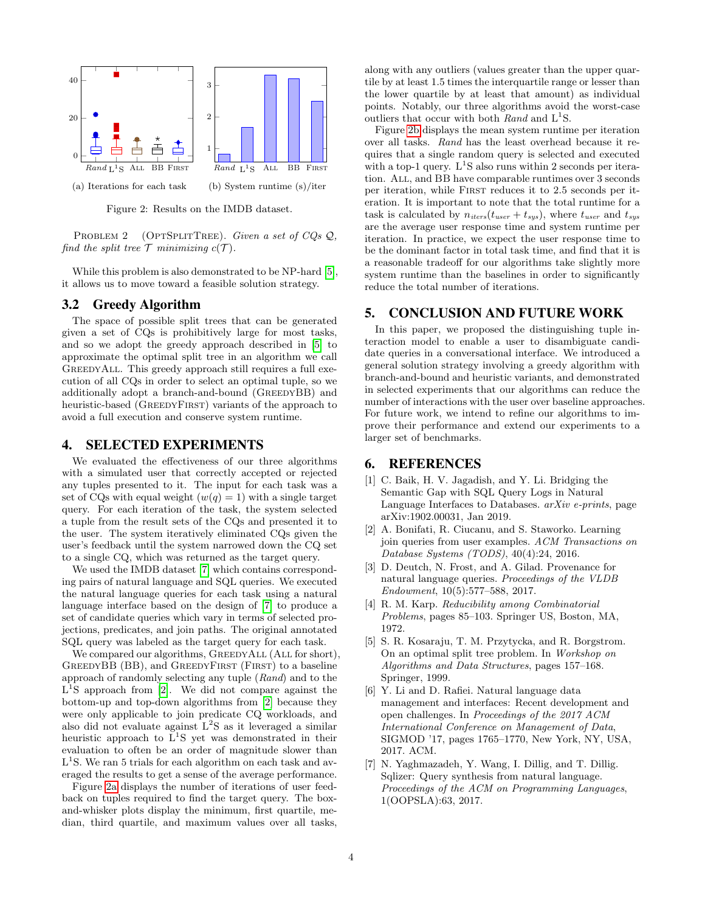40

20

0

*Rand* L[1]S ALL BB FIRST

(a) Iterations for each task

3

2

1

*Rand* L[1]S ALL BB FIRST

(b) System runtime (s)/iter

Figure 2: Results on the IMDB dataset.

PROBLEM 2 (OPTSPLITTREE). *Given a set of CQs $\mathcal{Q}$, find the split tree $\mathcal{T}$ minimizing $c(\mathcal{T})$.*

While this problem is also demonstrated to be NP-hard [5], it allows us to move toward a feasible solution strategy.

### 3.2 Greedy Algorithm

The space of possible split trees that can be generated given a set of CQs is prohibitively large for most tasks, and so we adopt the greedy approach described in [5] to approximate the optimal split tree in an algorithm we call GREEDYALL. This greedy approach still requires a full execution of all CQs in order to select an optimal tuple, so we additionally adopt a branch-and-bound (GREEDYBB) and heuristic-based (GREEDYFIRST) variants of the approach to avoid a full execution and conserve system runtime.

## 4. SELECTED EXPERIMENTS

We evaluated the effectiveness of our three algorithms with a simulated user that correctly accepted or rejected any tuples presented to it. The input for each task was a set of CQs with equal weight ($w(q) = 1$) with a single target query. For each iteration of the task, the system selected a tuple from the result sets of the CQs and presented it to the user. The system iteratively eliminated CQs given the user's feedback until the system narrowed down the CQ set to a single CQ, which was returned as the target query.

We used the IMDB dataset [7] which contains corresponding pairs of natural language and SQL queries. We executed the natural language queries for each task using a natural language interface based on the design of [7] to produce a set of candidate queries which vary in terms of selected projections, predicates, and join paths. The original annotated SQL query was labeled as the target query for each task.

We compared our algorithms, GREEDYALL (ALL for short), GREEDYBB (BB), and GREEDYFIRST (FIRST) to a baseline approach of randomly selecting any tuple (*Rand*) and to the L[1]S approach from [2]. We did not compare against the bottom-up and top-down algorithms from [2] because they were only applicable to join predicate CQ workloads, and also did not evaluate against L[2]S as it leveraged a similar heuristic approach to L[1]S yet was demonstrated in their evaluation to often be an order of magnitude slower than L[1]S. We ran 5 trials for each algorithm on each task and averaged the results to get a sense of the average performance.

Figure 2a displays the number of iterations of user feedback on tuples required to find the target query. The box-and-whisker plots display the minimum, first quartile, median, third quartile, and maximum values over all tasks, along with any outliers (values greater than the upper quartile by at least 1.5 times the interquartile range or lesser than the lower quartile by at least that amount) as individual points. Notably, our three algorithms avoid the worst-case outliers that occur with both *Rand* and L[1]S.

Figure 2b displays the mean system runtime per iteration over all tasks. *Rand* has the least overhead because it requires that a single random query is selected and executed with a top-1 query. L[1]S also runs within 2 seconds per iteration. ALL, and BB have comparable runtimes over 3 seconds per iteration, while FIRST reduces it to 2.5 seconds per iteration. It is important to note that the total runtime for a task is calculated by $n_{iters}(t_{user} + t_{sys})$, where $t_{user}$ and $t_{sys}$ are the average user response time and system runtime per iteration. In practice, we expect the user response time to be the dominant factor in total task time, and find that it is a reasonable tradeoff for our algorithms take slightly more system runtime than the baselines in order to significantly reduce the total number of iterations.

## 5. CONCLUSION AND FUTURE WORK

In this paper, we proposed the distinguishing tuple interaction model to enable a user to disambiguate candidate queries in a conversational interface. We introduced a general solution strategy involving a greedy algorithm with branch-and-bound and heuristic variants, and demonstrated in selected experiments that our algorithms can reduce the number of interactions with the user over baseline approaches. For future work, we intend to refine our algorithms to improve their performance and extend our experiments to a larger set of benchmarks.

## 6. REFERENCES

[1] C. Baik, H. V. Jagadish, and Y. Li. Bridging the Semantic Gap with SQL Query Logs in Natural Language Interfaces to Databases. *arXiv e-prints*, page arXiv:1902.00031, Jan 2019.

[2] A. Bonifati, R. Ciucanu, and S. Staworko. Learning join queries from user examples. *ACM Transactions on Database Systems (TODS)*, 40(4):24, 2016.

[3] D. Deutch, N. Frost, and A. Gilad. Provenance for natural language queries. *Proceedings of the VLDB Endowment*, 10(5):577–588, 2017.

[4] R. M. Karp. *Reducibility among Combinatorial Problems*, pages 85–103. Springer US, Boston, MA, 1972.

[5] S. R. Kosaraju, T. M. Przytycka, and R. Borgstrom. On an optimal split tree problem. In *Workshop on Algorithms and Data Structures*, pages 157–168. Springer, 1999.

[6] Y. Li and D. Rafiei. Natural language data management and interfaces: Recent development and open challenges. In *Proceedings of the 2017 ACM International Conference on Management of Data*, SIGMOD '17, pages 1765–1770, New York, NY, USA, 2017. ACM.

[7] N. Yaghmazadeh, Y. Wang, I. Dillig, and T. Dillig. Sqlizer: Query synthesis from natural language. *Proceedings of the ACM on Programming Languages*, 1(OOPSLA):63, 2017.